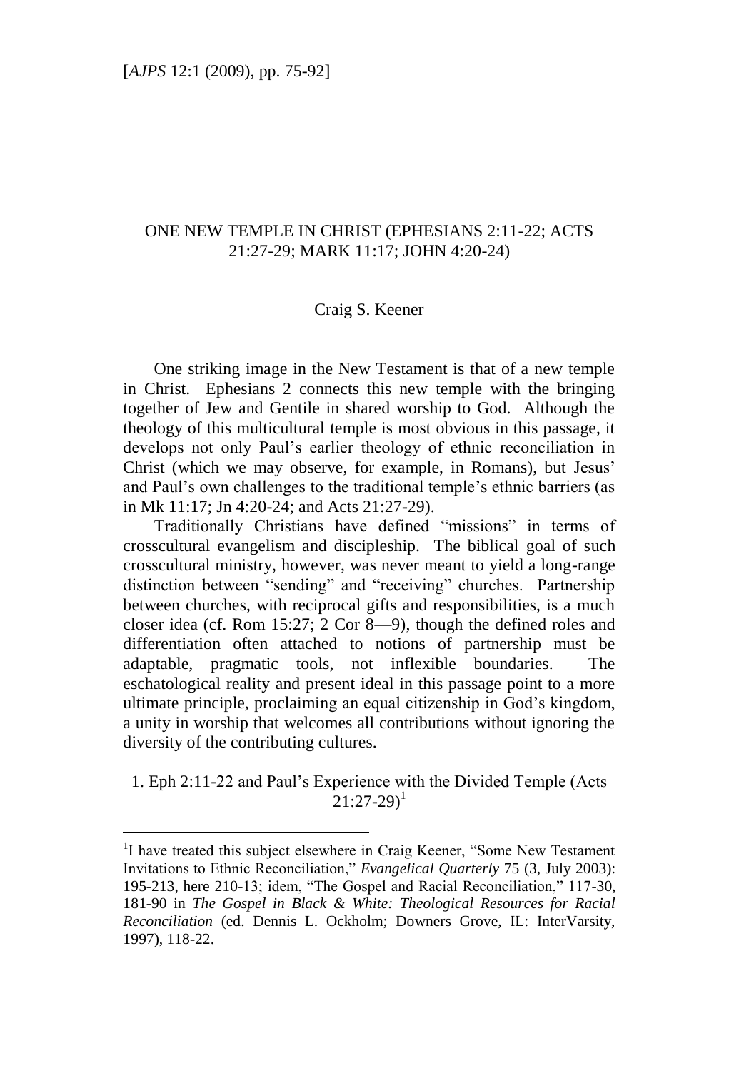# ONE NEW TEMPLE IN CHRIST (EPHESIANS 2:11-22; ACTS 21:27-29; MARK 11:17; JOHN 4:20-24)

Craig S. Keener

One striking image in the New Testament is that of a new temple in Christ. Ephesians 2 connects this new temple with the bringing together of Jew and Gentile in shared worship to God. Although the theology of this multicultural temple is most obvious in this passage, it develops not only Paul's earlier theology of ethnic reconciliation in Christ (which we may observe, for example, in Romans), but Jesus' and Paul's own challenges to the traditional temple's ethnic barriers (as in Mk 11:17; Jn 4:20-24; and Acts 21:27-29).

Traditionally Christians have defined "missions" in terms of crosscultural evangelism and discipleship. The biblical goal of such crosscultural ministry, however, was never meant to yield a long-range distinction between "sending" and "receiving" churches. Partnership between churches, with reciprocal gifts and responsibilities, is a much closer idea (cf. Rom 15:27; 2 Cor 8—9), though the defined roles and differentiation often attached to notions of partnership must be adaptable, pragmatic tools, not inflexible boundaries. The eschatological reality and present ideal in this passage point to a more ultimate principle, proclaiming an equal citizenship in God's kingdom, a unity in worship that welcomes all contributions without ignoring the diversity of the contributing cultures.

## 1. Eph 2:11-22 and Paul's Experience with the Divided Temple (Acts 21:27-29)[1]

[1] I have treated this subject elsewhere in Craig Keener, "Some New Testament Invitations to Ethnic Reconciliation," *Evangelical Quarterly* 75 (3, July 2003): 195-213, here 210-13; idem, "The Gospel and Racial Reconciliation," 117-30, 181-90 in *The Gospel in Black & White: Theological Resources for Racial Reconciliation* (ed. Dennis L. Ockholm; Downers Grove, IL: InterVarsity, 1997), 118-22.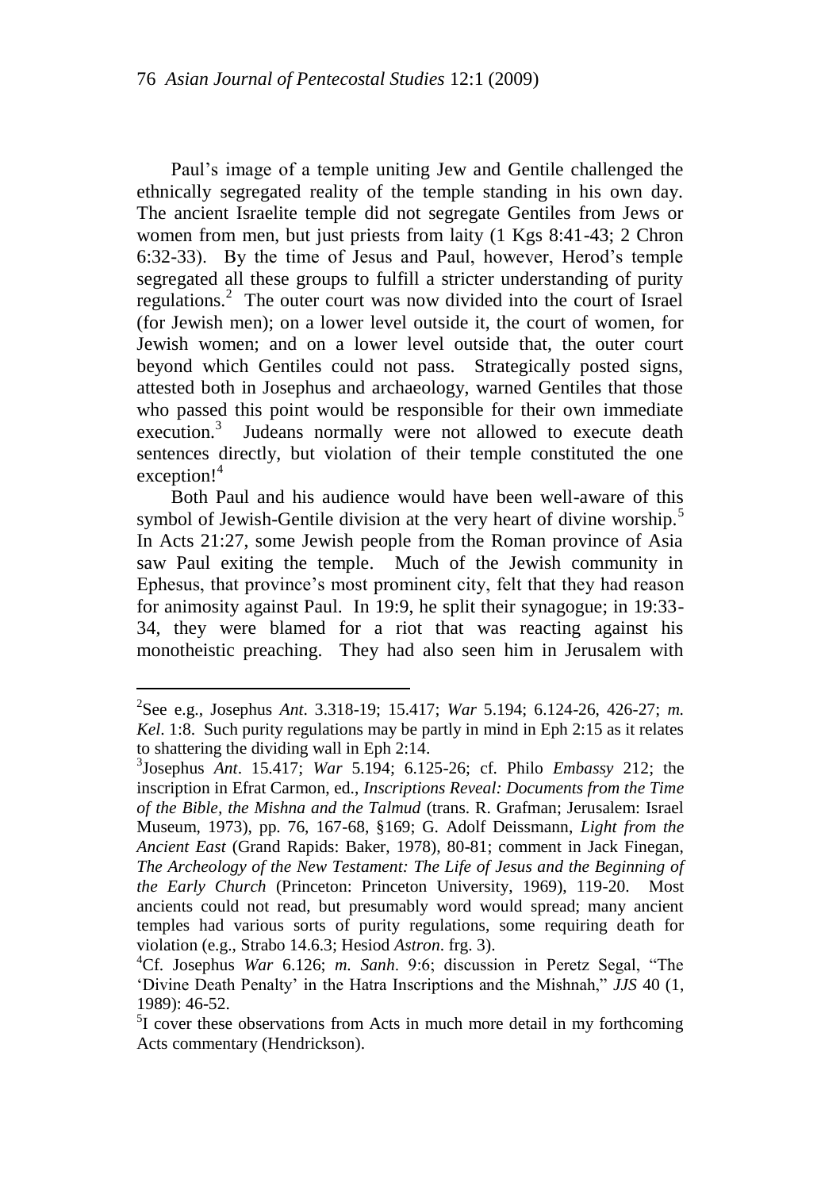Paul's image of a temple uniting Jew and Gentile challenged the ethnically segregated reality of the temple standing in his own day. The ancient Israelite temple did not segregate Gentiles from Jews or women from men, but just priests from laity (1 Kgs 8:41-43; 2 Chron 6:32-33). By the time of Jesus and Paul, however, Herod's temple segregated all these groups to fulfill a stricter understanding of purity regulations.[2] The outer court was now divided into the court of Israel (for Jewish men); on a lower level outside it, the court of women, for Jewish women; and on a lower level outside that, the outer court beyond which Gentiles could not pass. Strategically posted signs, attested both in Josephus and archaeology, warned Gentiles that those who passed this point would be responsible for their own immediate execution.[3] Judeans normally were not allowed to execute death sentences directly, but violation of their temple constituted the one exception![4]

Both Paul and his audience would have been well-aware of this symbol of Jewish-Gentile division at the very heart of divine worship.[5] In Acts 21:27, some Jewish people from the Roman province of Asia saw Paul exiting the temple. Much of the Jewish community in Ephesus, that province's most prominent city, felt that they had reason for animosity against Paul. In 19:9, he split their synagogue; in 19:33-34, they were blamed for a riot that was reacting against his monotheistic preaching. They had also seen him in Jerusalem with

---

[2] See e.g., Josephus *Ant*. 3.318-19; 15.417; *War* 5.194; 6.124-26, 426-27; *m. Kel*. 1:8. Such purity regulations may be partly in mind in Eph 2:15 as it relates to shattering the dividing wall in Eph 2:14.

[3] Josephus *Ant*. 15.417; *War* 5.194; 6.125-26; cf. Philo *Embassy* 212; the inscription in Efrat Carmon, ed., *Inscriptions Reveal: Documents from the Time of the Bible, the Mishna and the Talmud* (trans. R. Grafman; Jerusalem: Israel Museum, 1973), pp. 76, 167-68, §169; G. Adolf Deissmann, *Light from the Ancient East* (Grand Rapids: Baker, 1978), 80-81; comment in Jack Finegan, *The Archeology of the New Testament: The Life of Jesus and the Beginning of the Early Church* (Princeton: Princeton University, 1969), 119-20. Most ancients could not read, but presumably word would spread; many ancient temples had various sorts of purity regulations, some requiring death for violation (e.g., Strabo 14.6.3; Hesiod *Astron*. frg. 3).

[4] Cf. Josephus *War* 6.126; *m. Sanh*. 9:6; discussion in Peretz Segal, "The 'Divine Death Penalty' in the Hatra Inscriptions and the Mishnah," *JJS* 40 (1, 1989): 46-52.

[5] I cover these observations from Acts in much more detail in my forthcoming Acts commentary (Hendrickson).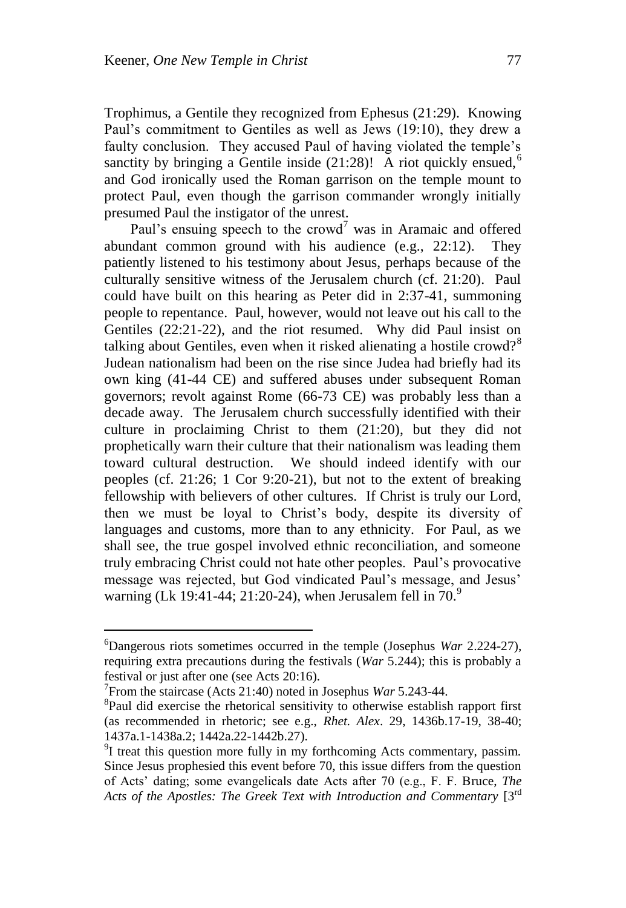Trophimus, a Gentile they recognized from Ephesus (21:29). Knowing Paul's commitment to Gentiles as well as Jews (19:10), they drew a faulty conclusion. They accused Paul of having violated the temple's sanctity by bringing a Gentile inside (21:28)! A riot quickly ensued,[6] and God ironically used the Roman garrison on the temple mount to protect Paul, even though the garrison commander wrongly initially presumed Paul the instigator of the unrest.

Paul's ensuing speech to the crowd[7] was in Aramaic and offered abundant common ground with his audience (e.g., 22:12). They patiently listened to his testimony about Jesus, perhaps because of the culturally sensitive witness of the Jerusalem church (cf. 21:20). Paul could have built on this hearing as Peter did in 2:37-41, summoning people to repentance. Paul, however, would not leave out his call to the Gentiles (22:21-22), and the riot resumed. Why did Paul insist on talking about Gentiles, even when it risked alienating a hostile crowd?[8] Judean nationalism had been on the rise since Judea had briefly had its own king (41-44 CE) and suffered abuses under subsequent Roman governors; revolt against Rome (66-73 CE) was probably less than a decade away. The Jerusalem church successfully identified with their culture in proclaiming Christ to them (21:20), but they did not prophetically warn their culture that their nationalism was leading them toward cultural destruction. We should indeed identify with our peoples (cf. 21:26; 1 Cor 9:20-21), but not to the extent of breaking fellowship with believers of other cultures. If Christ is truly our Lord, then we must be loyal to Christ's body, despite its diversity of languages and customs, more than to any ethnicity. For Paul, as we shall see, the true gospel involved ethnic reconciliation, and someone truly embracing Christ could not hate other peoples. Paul's provocative message was rejected, but God vindicated Paul's message, and Jesus' warning (Lk 19:41-44; 21:20-24), when Jerusalem fell in 70.[9]

---

[6]Dangerous riots sometimes occurred in the temple (Josephus *War* 2.224-27), requiring extra precautions during the festivals (*War* 5.244); this is probably a festival or just after one (see Acts 20:16).

[7]From the staircase (Acts 21:40) noted in Josephus *War* 5.243-44.

[8]Paul did exercise the rhetorical sensitivity to otherwise establish rapport first (as recommended in rhetoric; see e.g., *Rhet. Alex*. 29, 1436b.17-19, 38-40; 1437a.1-1438a.2; 1442a.22-1442b.27).

[9]I treat this question more fully in my forthcoming Acts commentary, passim. Since Jesus prophesied this event before 70, this issue differs from the question of Acts' dating; some evangelicals date Acts after 70 (e.g., F. F. Bruce, *The Acts of the Apostles: The Greek Text with Introduction and Commentary* [3rd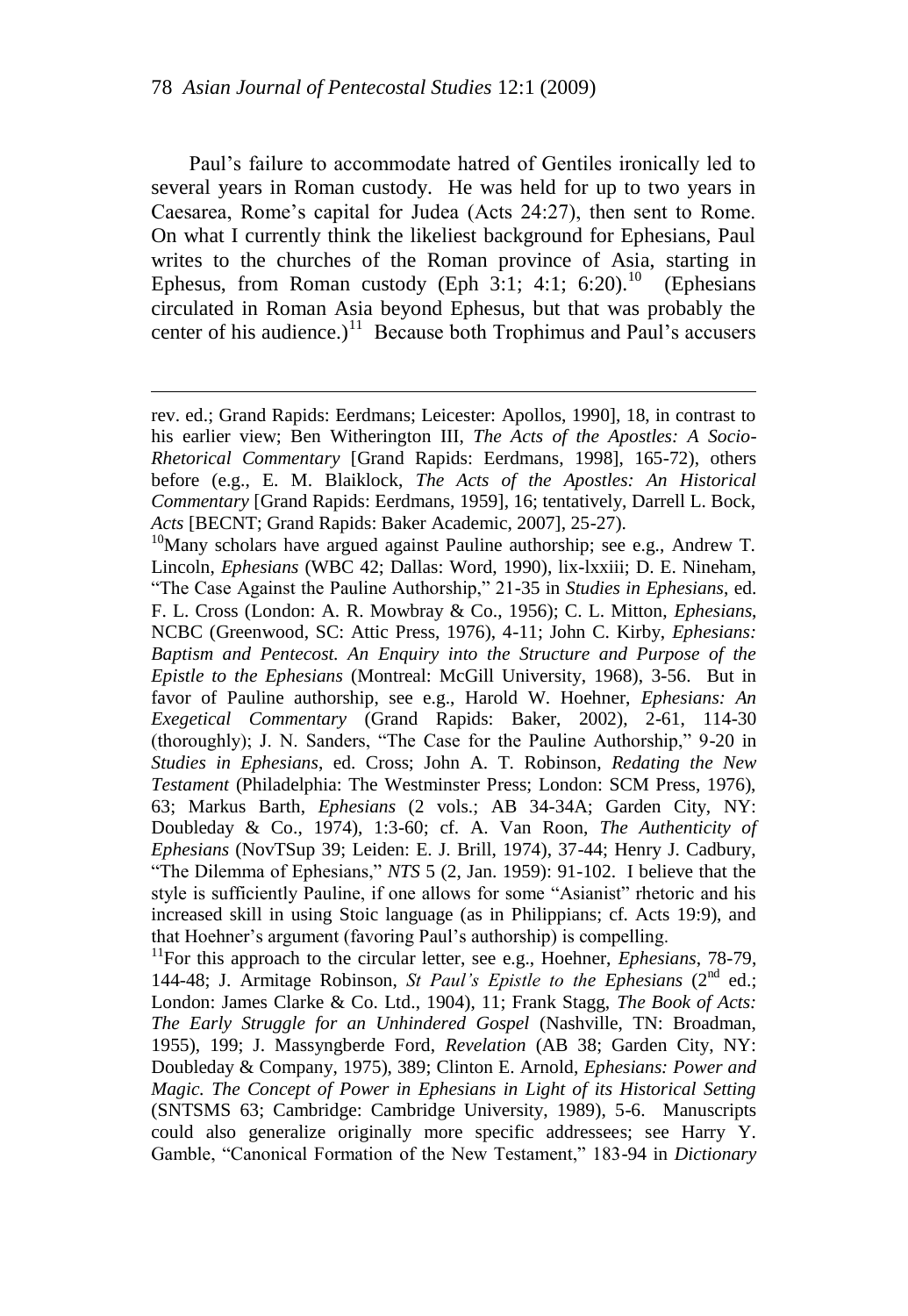Paul's failure to accommodate hatred of Gentiles ironically led to several years in Roman custody. He was held for up to two years in Caesarea, Rome's capital for Judea (Acts 24:27), then sent to Rome. On what I currently think the likeliest background for Ephesians, Paul writes to the churches of the Roman province of Asia, starting in Ephesus, from Roman custody (Eph 3:1; 4:1; 6:20).[10] (Ephesians circulated in Roman Asia beyond Ephesus, but that was probably the center of his audience.)[11] Because both Trophimus and Paul's accusers

---

rev. ed.; Grand Rapids: Eerdmans; Leicester: Apollos, 1990], 18, in contrast to his earlier view; Ben Witherington III, *The Acts of the Apostles: A Socio-Rhetorical Commentary* [Grand Rapids: Eerdmans, 1998], 165-72), others before (e.g., E. M. Blaiklock, *The Acts of the Apostles: An Historical Commentary* [Grand Rapids: Eerdmans, 1959], 16; tentatively, Darrell L. Bock, *Acts* [BECNT; Grand Rapids: Baker Academic, 2007], 25-27).

[10]Many scholars have argued against Pauline authorship; see e.g., Andrew T. Lincoln, *Ephesians* (WBC 42; Dallas: Word, 1990), lix-lxxiii; D. E. Nineham, "The Case Against the Pauline Authorship," 21-35 in *Studies in Ephesians*, ed. F. L. Cross (London: A. R. Mowbray & Co., 1956); C. L. Mitton, *Ephesians*, NCBC (Greenwood, SC: Attic Press, 1976), 4-11; John C. Kirby, *Ephesians: Baptism and Pentecost. An Enquiry into the Structure and Purpose of the Epistle to the Ephesians* (Montreal: McGill University, 1968), 3-56. But in favor of Pauline authorship, see e.g., Harold W. Hoehner, *Ephesians: An Exegetical Commentary* (Grand Rapids: Baker, 2002), 2-61, 114-30 (thoroughly); J. N. Sanders, "The Case for the Pauline Authorship," 9-20 in *Studies in Ephesians*, ed. Cross; John A. T. Robinson, *Redating the New Testament* (Philadelphia: The Westminster Press; London: SCM Press, 1976), 63; Markus Barth, *Ephesians* (2 vols.; AB 34-34A; Garden City, NY: Doubleday & Co., 1974), 1:3-60; cf. A. Van Roon, *The Authenticity of Ephesians* (NovTSup 39; Leiden: E. J. Brill, 1974), 37-44; Henry J. Cadbury, "The Dilemma of Ephesians," *NTS* 5 (2, Jan. 1959): 91-102. I believe that the style is sufficiently Pauline, if one allows for some "Asianist" rhetoric and his increased skill in using Stoic language (as in Philippians; cf. Acts 19:9), and that Hoehner's argument (favoring Paul's authorship) is compelling.

[11]For this approach to the circular letter, see e.g., Hoehner, *Ephesians*, 78-79, 144-48; J. Armitage Robinson, *St Paul's Epistle to the Ephesians* (2nd ed.; London: James Clarke & Co. Ltd., 1904), 11; Frank Stagg, *The Book of Acts: The Early Struggle for an Unhindered Gospel* (Nashville, TN: Broadman, 1955), 199; J. Massyngberde Ford, *Revelation* (AB 38; Garden City, NY: Doubleday & Company, 1975), 389; Clinton E. Arnold, *Ephesians: Power and Magic. The Concept of Power in Ephesians in Light of its Historical Setting* (SNTSMS 63; Cambridge: Cambridge University, 1989), 5-6. Manuscripts could also generalize originally more specific addressees; see Harry Y. Gamble, "Canonical Formation of the New Testament," 183-94 in *Dictionary*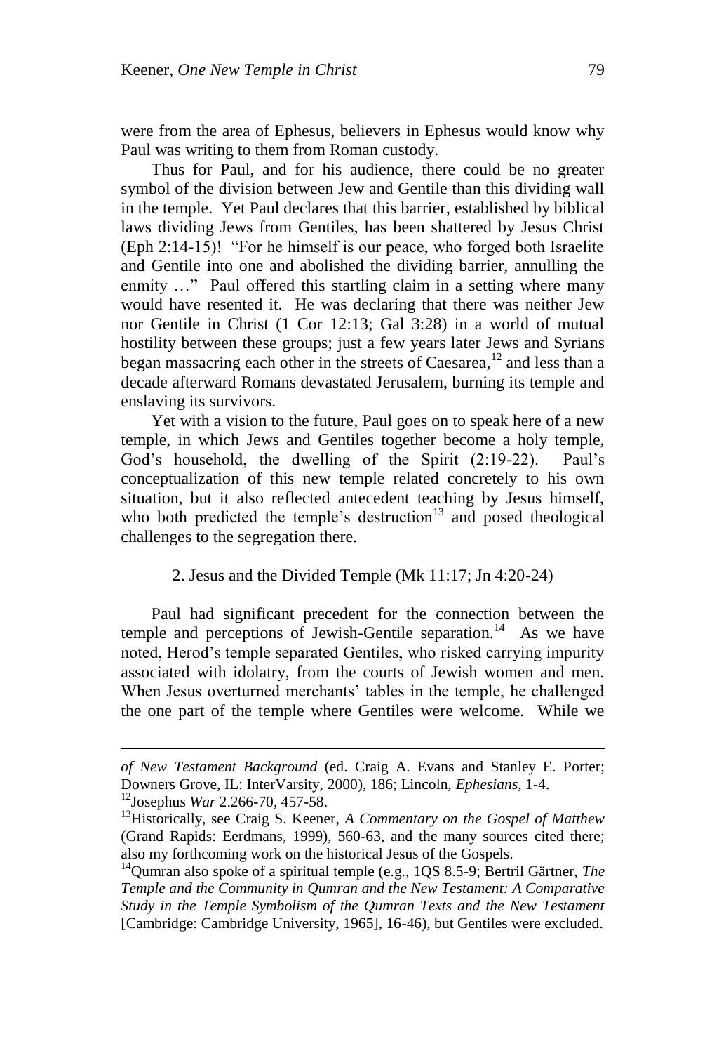were from the area of Ephesus, believers in Ephesus would know why Paul was writing to them from Roman custody.

Thus for Paul, and for his audience, there could be no greater symbol of the division between Jew and Gentile than this dividing wall in the temple. Yet Paul declares that this barrier, established by biblical laws dividing Jews from Gentiles, has been shattered by Jesus Christ (Eph 2:14-15)! "For he himself is our peace, who forged both Israelite and Gentile into one and abolished the dividing barrier, annulling the enmity …" Paul offered this startling claim in a setting where many would have resented it. He was declaring that there was neither Jew nor Gentile in Christ (1 Cor 12:13; Gal 3:28) in a world of mutual hostility between these groups; just a few years later Jews and Syrians began massacring each other in the streets of Caesarea,[12] and less than a decade afterward Romans devastated Jerusalem, burning its temple and enslaving its survivors.

Yet with a vision to the future, Paul goes on to speak here of a new temple, in which Jews and Gentiles together become a holy temple, God's household, the dwelling of the Spirit (2:19-22). Paul's conceptualization of this new temple related concretely to his own situation, but it also reflected antecedent teaching by Jesus himself, who both predicted the temple's destruction[13] and posed theological challenges to the segregation there.

## 2. Jesus and the Divided Temple (Mk 11:17; Jn 4:20-24)

Paul had significant precedent for the connection between the temple and perceptions of Jewish-Gentile separation.[14] As we have noted, Herod's temple separated Gentiles, who risked carrying impurity associated with idolatry, from the courts of Jewish women and men. When Jesus overturned merchants' tables in the temple, he challenged the one part of the temple where Gentiles were welcome. While we

---

*of New Testament Background* (ed. Craig A. Evans and Stanley E. Porter; Downers Grove, IL: InterVarsity, 2000), 186; Lincoln, *Ephesians*, 1-4.

[12] Josephus *War* 2.266-70, 457-58.

[13] Historically, see Craig S. Keener, *A Commentary on the Gospel of Matthew* (Grand Rapids: Eerdmans, 1999), 560-63, and the many sources cited there; also my forthcoming work on the historical Jesus of the Gospels.

[14] Qumran also spoke of a spiritual temple (e.g., 1QS 8.5-9; Bertril Gärtner, *The Temple and the Community in Qumran and the New Testament: A Comparative Study in the Temple Symbolism of the Qumran Texts and the New Testament* [Cambridge: Cambridge University, 1965], 16-46), but Gentiles were excluded.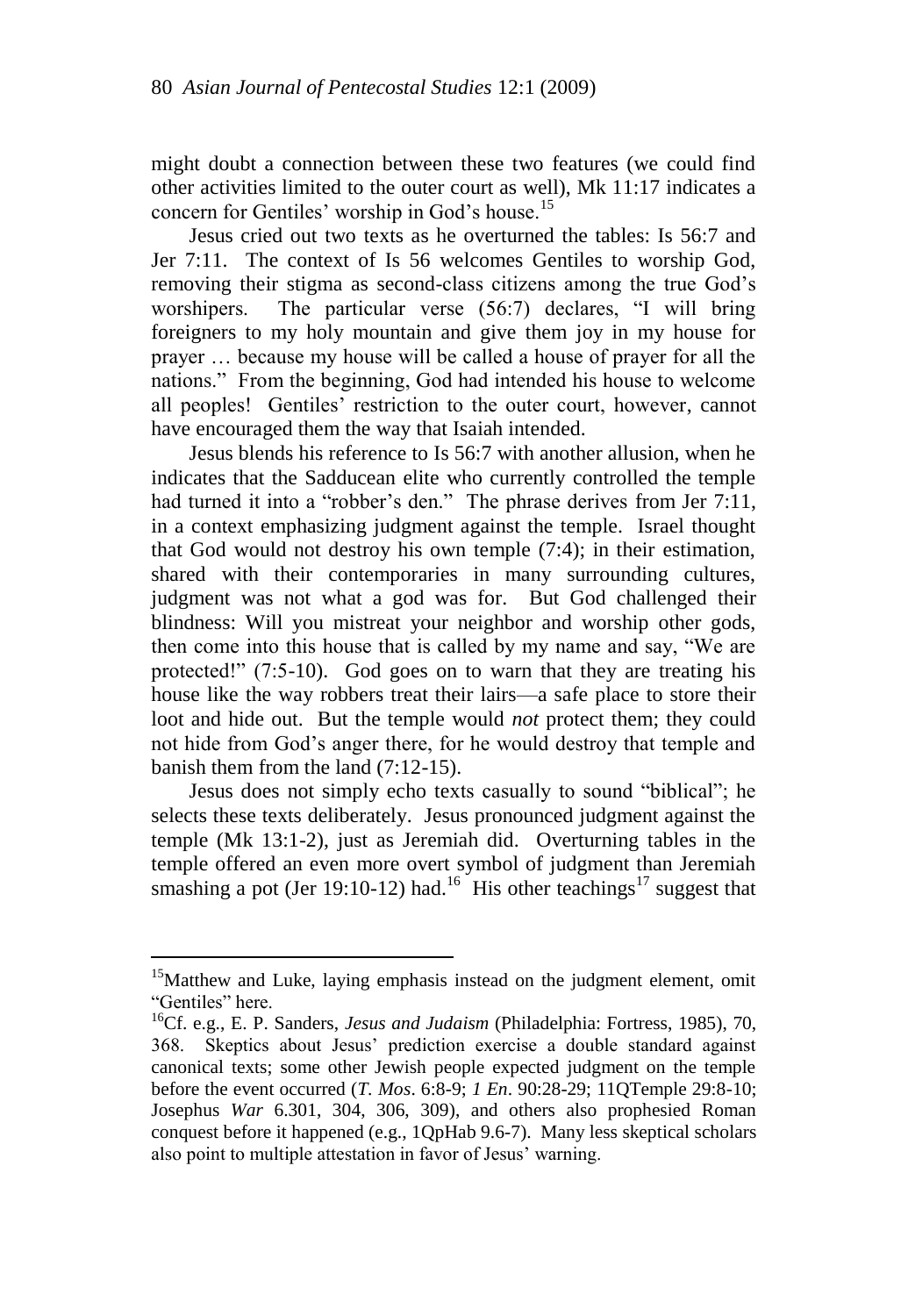might doubt a connection between these two features (we could find other activities limited to the outer court as well), Mk 11:17 indicates a concern for Gentiles' worship in God's house.[15]

Jesus cried out two texts as he overturned the tables: Is 56:7 and Jer 7:11. The context of Is 56 welcomes Gentiles to worship God, removing their stigma as second-class citizens among the true God's worshipers. The particular verse (56:7) declares, "I will bring foreigners to my holy mountain and give them joy in my house for prayer … because my house will be called a house of prayer for all the nations." From the beginning, God had intended his house to welcome all peoples! Gentiles' restriction to the outer court, however, cannot have encouraged them the way that Isaiah intended.

Jesus blends his reference to Is 56:7 with another allusion, when he indicates that the Sadducean elite who currently controlled the temple had turned it into a "robber's den." The phrase derives from Jer 7:11, in a context emphasizing judgment against the temple. Israel thought that God would not destroy his own temple (7:4); in their estimation, shared with their contemporaries in many surrounding cultures, judgment was not what a god was for. But God challenged their blindness: Will you mistreat your neighbor and worship other gods, then come into this house that is called by my name and say, "We are protected!" (7:5-10). God goes on to warn that they are treating his house like the way robbers treat their lairs—a safe place to store their loot and hide out. But the temple would *not* protect them; they could not hide from God's anger there, for he would destroy that temple and banish them from the land (7:12-15).

Jesus does not simply echo texts casually to sound "biblical"; he selects these texts deliberately. Jesus pronounced judgment against the temple (Mk 13:1-2), just as Jeremiah did. Overturning tables in the temple offered an even more overt symbol of judgment than Jeremiah smashing a pot (Jer 19:10-12) had.[16] His other teachings[17] suggest that

---

[15]Matthew and Luke, laying emphasis instead on the judgment element, omit "Gentiles" here.

[16]Cf. e.g., E. P. Sanders, *Jesus and Judaism* (Philadelphia: Fortress, 1985), 70, 368. Skeptics about Jesus' prediction exercise a double standard against canonical texts; some other Jewish people expected judgment on the temple before the event occurred (*T. Mos*. 6:8-9; *1 En*. 90:28-29; 11QTemple 29:8-10; Josephus *War* 6.301, 304, 306, 309), and others also prophesied Roman conquest before it happened (e.g., 1QpHab 9.6-7). Many less skeptical scholars also point to multiple attestation in favor of Jesus' warning.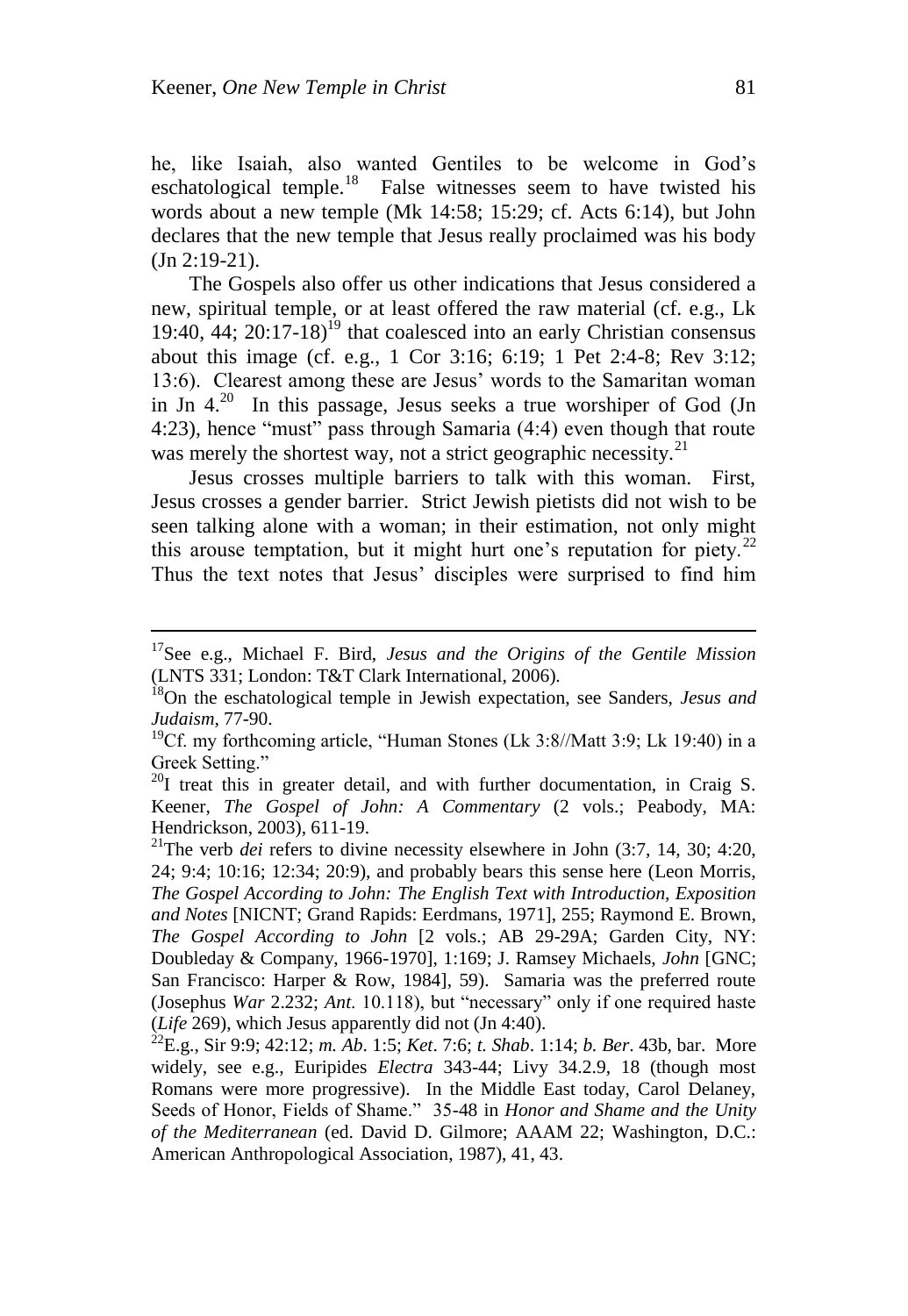he, like Isaiah, also wanted Gentiles to be welcome in God's eschatological temple.[18] False witnesses seem to have twisted his words about a new temple (Mk 14:58; 15:29; cf. Acts 6:14), but John declares that the new temple that Jesus really proclaimed was his body (Jn 2:19-21).

The Gospels also offer us other indications that Jesus considered a new, spiritual temple, or at least offered the raw material (cf. e.g., Lk 19:40, 44; 20:17-18)[19] that coalesced into an early Christian consensus about this image (cf. e.g., 1 Cor 3:16; 6:19; 1 Pet 2:4-8; Rev 3:12; 13:6). Clearest among these are Jesus' words to the Samaritan woman in Jn 4.[20] In this passage, Jesus seeks a true worshiper of God (Jn 4:23), hence "must" pass through Samaria (4:4) even though that route was merely the shortest way, not a strict geographic necessity.[21]

Jesus crosses multiple barriers to talk with this woman. First, Jesus crosses a gender barrier. Strict Jewish pietists did not wish to be seen talking alone with a woman; in their estimation, not only might this arouse temptation, but it might hurt one's reputation for piety.[22] Thus the text notes that Jesus' disciples were surprised to find him

---

[17]See e.g., Michael F. Bird, *Jesus and the Origins of the Gentile Mission* (LNTS 331; London: T&T Clark International, 2006).

[18]On the eschatological temple in Jewish expectation, see Sanders, *Jesus and Judaism*, 77-90.

[19]Cf. my forthcoming article, "Human Stones (Lk 3:8//Matt 3:9; Lk 19:40) in a Greek Setting."

[20]I treat this in greater detail, and with further documentation, in Craig S. Keener, *The Gospel of John: A Commentary* (2 vols.; Peabody, MA: Hendrickson, 2003), 611-19.

[21]The verb *dei* refers to divine necessity elsewhere in John (3:7, 14, 30; 4:20, 24; 9:4; 10:16; 12:34; 20:9), and probably bears this sense here (Leon Morris, *The Gospel According to John: The English Text with Introduction, Exposition and Notes* [NICNT; Grand Rapids: Eerdmans, 1971], 255; Raymond E. Brown, *The Gospel According to John* [2 vols.; AB 29-29A; Garden City, NY: Doubleday & Company, 1966-1970], 1:169; J. Ramsey Michaels, *John* [GNC; San Francisco: Harper & Row, 1984], 59). Samaria was the preferred route (Josephus *War* 2.232; *Ant*. 10.118), but "necessary" only if one required haste (*Life* 269), which Jesus apparently did not (Jn 4:40).

[22]E.g., Sir 9:9; 42:12; *m. Ab*. 1:5; *Ket*. 7:6; *t. Shab*. 1:14; *b. Ber*. 43b, bar. More widely, see e.g., Euripides *Electra* 343-44; Livy 34.2.9, 18 (though most Romans were more progressive). In the Middle East today, Carol Delaney, Seeds of Honor, Fields of Shame." 35-48 in *Honor and Shame and the Unity of the Mediterranean* (ed. David D. Gilmore; AAAM 22; Washington, D.C.: American Anthropological Association, 1987), 41, 43.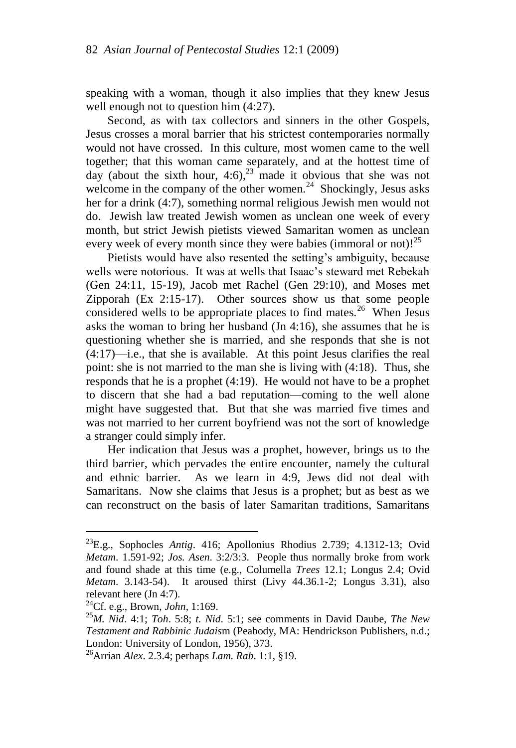speaking with a woman, though it also implies that they knew Jesus well enough not to question him (4:27).

Second, as with tax collectors and sinners in the other Gospels, Jesus crosses a moral barrier that his strictest contemporaries normally would not have crossed. In this culture, most women came to the well together; that this woman came separately, and at the hottest time of day (about the sixth hour, 4:6),[23] made it obvious that she was not welcome in the company of the other women.[24] Shockingly, Jesus asks her for a drink (4:7), something normal religious Jewish men would not do. Jewish law treated Jewish women as unclean one week of every month, but strict Jewish pietists viewed Samaritan women as unclean every week of every month since they were babies (immoral or not)![25]

Pietists would have also resented the setting's ambiguity, because wells were notorious. It was at wells that Isaac's steward met Rebekah (Gen 24:11, 15-19), Jacob met Rachel (Gen 29:10), and Moses met Zipporah (Ex 2:15-17). Other sources show us that some people considered wells to be appropriate places to find mates.[26] When Jesus asks the woman to bring her husband (Jn 4:16), she assumes that he is questioning whether she is married, and she responds that she is not (4:17)—i.e., that she is available. At this point Jesus clarifies the real point: she is not married to the man she is living with (4:18). Thus, she responds that he is a prophet (4:19). He would not have to be a prophet to discern that she had a bad reputation—coming to the well alone might have suggested that. But that she was married five times and was not married to her current boyfriend was not the sort of knowledge a stranger could simply infer.

Her indication that Jesus was a prophet, however, brings us to the third barrier, which pervades the entire encounter, namely the cultural and ethnic barrier. As we learn in 4:9, Jews did not deal with Samaritans. Now she claims that Jesus is a prophet; but as best as we can reconstruct on the basis of later Samaritan traditions, Samaritans

---

[23]E.g., Sophocles *Antig*. 416; Apollonius Rhodius 2.739; 4.1312-13; Ovid *Metam*. 1.591-92; *Jos. Asen*. 3:2/3:3. People thus normally broke from work and found shade at this time (e.g., Columella *Trees* 12.1; Longus 2.4; Ovid *Metam*. 3.143-54). It aroused thirst (Livy 44.36.1-2; Longus 3.31), also relevant here (Jn 4:7).

[24]Cf. e.g., Brown, *John*, 1:169.

[25]*M. Nid*. 4:1; *Toh*. 5:8; *t. Nid*. 5:1; see comments in David Daube, *The New Testament and Rabbinic Judaism* (Peabody, MA: Hendrickson Publishers, n.d.; London: University of London, 1956), 373.

[26]Arrian *Alex*. 2.3.4; perhaps *Lam. Rab*. 1:1, §19.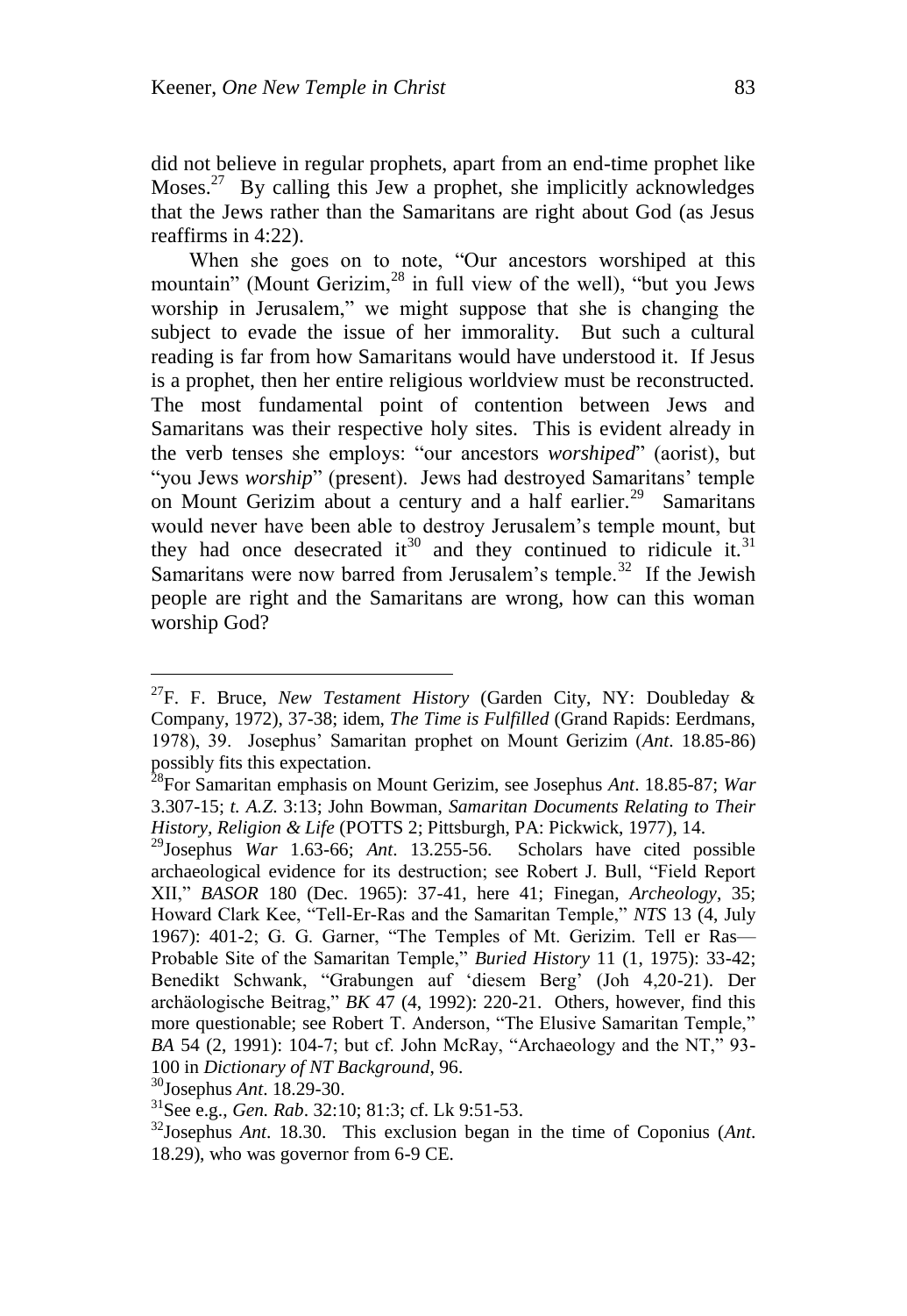did not believe in regular prophets, apart from an end-time prophet like Moses.[27] By calling this Jew a prophet, she implicitly acknowledges that the Jews rather than the Samaritans are right about God (as Jesus reaffirms in 4:22).

When she goes on to note, "Our ancestors worshiped at this mountain" (Mount Gerizim,[28] in full view of the well), "but you Jews worship in Jerusalem," we might suppose that she is changing the subject to evade the issue of her immorality. But such a cultural reading is far from how Samaritans would have understood it. If Jesus is a prophet, then her entire religious worldview must be reconstructed. The most fundamental point of contention between Jews and Samaritans was their respective holy sites. This is evident already in the verb tenses she employs: "our ancestors *worshiped*" (aorist), but "you Jews *worship*" (present). Jews had destroyed Samaritans' temple on Mount Gerizim about a century and a half earlier.[29] Samaritans would never have been able to destroy Jerusalem's temple mount, but they had once desecrated it[30] and they continued to ridicule it.[31] Samaritans were now barred from Jerusalem's temple.[32] If the Jewish people are right and the Samaritans are wrong, how can this woman worship God?

---

[27]F. F. Bruce, *New Testament History* (Garden City, NY: Doubleday & Company, 1972), 37-38; idem, *The Time is Fulfilled* (Grand Rapids: Eerdmans, 1978), 39. Josephus' Samaritan prophet on Mount Gerizim (*Ant*. 18.85-86) possibly fits this expectation.

[28]For Samaritan emphasis on Mount Gerizim, see Josephus *Ant*. 18.85-87; *War* 3.307-15; *t. A.Z*. 3:13; John Bowman, *Samaritan Documents Relating to Their History, Religion & Life* (POTTS 2; Pittsburgh, PA: Pickwick, 1977), 14.

[29]Josephus *War* 1.63-66; *Ant*. 13.255-56. Scholars have cited possible archaeological evidence for its destruction; see Robert J. Bull, "Field Report XII," *BASOR* 180 (Dec. 1965): 37-41, here 41; Finegan, *Archeology*, 35; Howard Clark Kee, "Tell-Er-Ras and the Samaritan Temple," *NTS* 13 (4, July 1967): 401-2; G. G. Garner, "The Temples of Mt. Gerizim. Tell er Ras—Probable Site of the Samaritan Temple," *Buried History* 11 (1, 1975): 33-42; Benedikt Schwank, "Grabungen auf 'diesem Berg' (Joh 4,20-21). Der archäologische Beitrag," *BK* 47 (4, 1992): 220-21. Others, however, find this more questionable; see Robert T. Anderson, "The Elusive Samaritan Temple," *BA* 54 (2, 1991): 104-7; but cf. John McRay, "Archaeology and the NT," 93-100 in *Dictionary of NT Background*, 96.

[30]Josephus *Ant*. 18.29-30.

[31]See e.g., *Gen. Rab*. 32:10; 81:3; cf. Lk 9:51-53.

[32]Josephus *Ant*. 18.30. This exclusion began in the time of Coponius (*Ant*. 18.29), who was governor from 6-9 CE.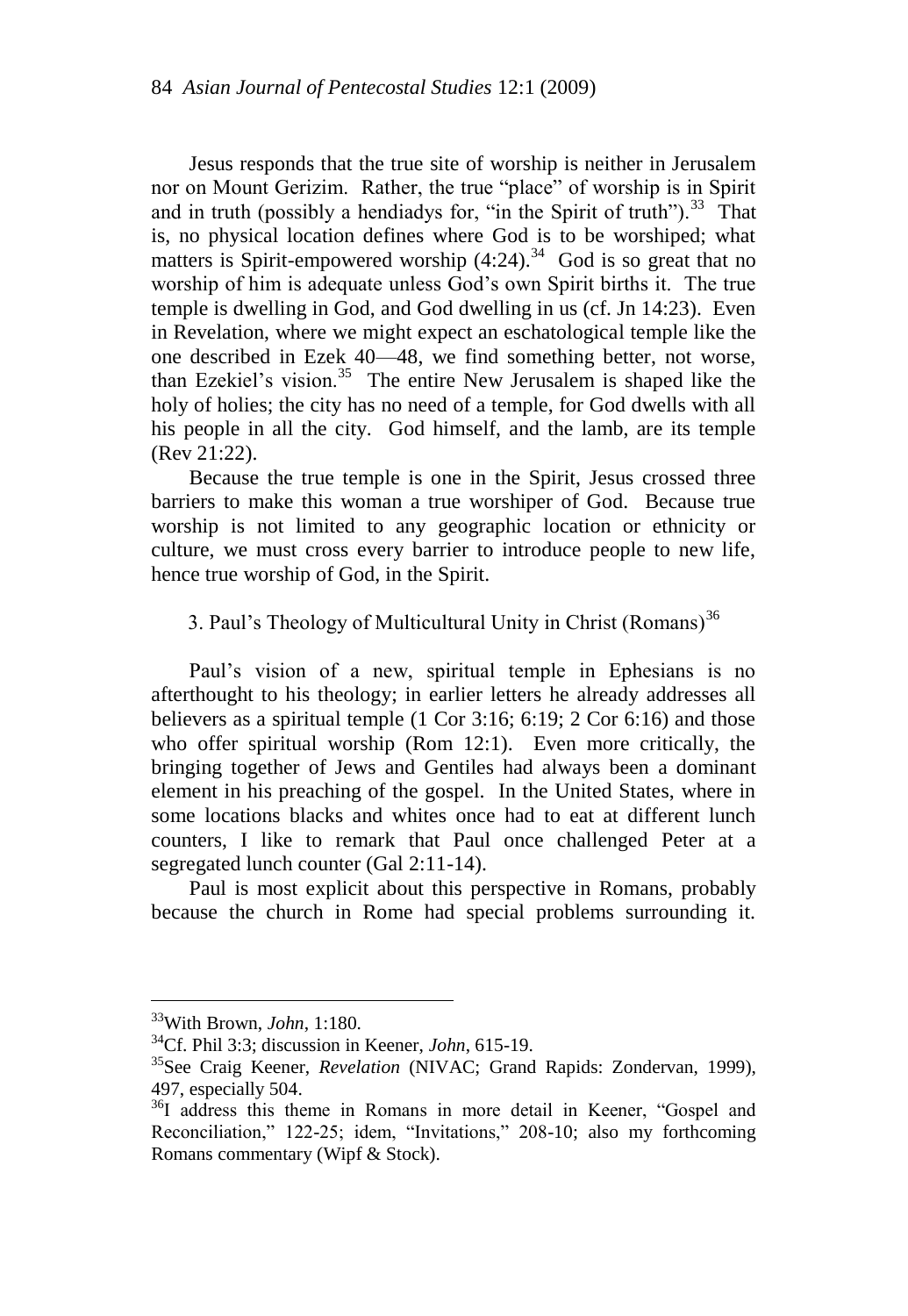Jesus responds that the true site of worship is neither in Jerusalem nor on Mount Gerizim. Rather, the true "place" of worship is in Spirit and in truth (possibly a hendiadys for, "in the Spirit of truth").[33] That is, no physical location defines where God is to be worshiped; what matters is Spirit-empowered worship (4:24).[34] God is so great that no worship of him is adequate unless God's own Spirit births it. The true temple is dwelling in God, and God dwelling in us (cf. Jn 14:23). Even in Revelation, where we might expect an eschatological temple like the one described in Ezek 40—48, we find something better, not worse, than Ezekiel's vision.[35] The entire New Jerusalem is shaped like the holy of holies; the city has no need of a temple, for God dwells with all his people in all the city. God himself, and the lamb, are its temple (Rev 21:22).

Because the true temple is one in the Spirit, Jesus crossed three barriers to make this woman a true worshiper of God. Because true worship is not limited to any geographic location or ethnicity or culture, we must cross every barrier to introduce people to new life, hence true worship of God, in the Spirit.

### 3. Paul's Theology of Multicultural Unity in Christ (Romans)[36]

Paul's vision of a new, spiritual temple in Ephesians is no afterthought to his theology; in earlier letters he already addresses all believers as a spiritual temple (1 Cor 3:16; 6:19; 2 Cor 6:16) and those who offer spiritual worship (Rom 12:1). Even more critically, the bringing together of Jews and Gentiles had always been a dominant element in his preaching of the gospel. In the United States, where in some locations blacks and whites once had to eat at different lunch counters, I like to remark that Paul once challenged Peter at a segregated lunch counter (Gal 2:11-14).

Paul is most explicit about this perspective in Romans, probably because the church in Rome had special problems surrounding it.

---

[33] With Brown, *John*, 1:180.

[34] Cf. Phil 3:3; discussion in Keener, *John*, 615-19.

[35] See Craig Keener, *Revelation* (NIVAC; Grand Rapids: Zondervan, 1999), 497, especially 504.

[36] I address this theme in Romans in more detail in Keener, "Gospel and Reconciliation," 122-25; idem, "Invitations," 208-10; also my forthcoming Romans commentary (Wipf & Stock).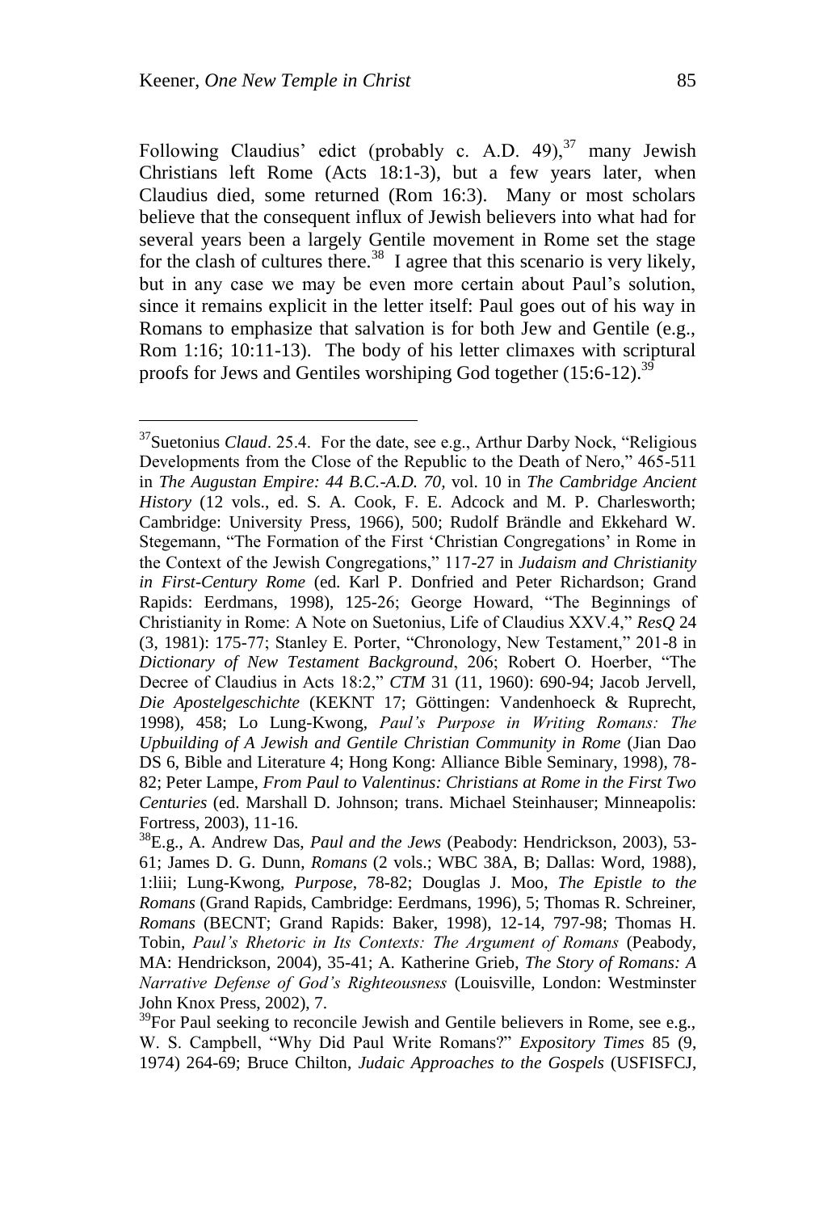Following Claudius' edict (probably c. A.D. 49),[37] many Jewish Christians left Rome (Acts 18:1-3), but a few years later, when Claudius died, some returned (Rom 16:3). Many or most scholars believe that the consequent influx of Jewish believers into what had for several years been a largely Gentile movement in Rome set the stage for the clash of cultures there.[38] I agree that this scenario is very likely, but in any case we may be even more certain about Paul's solution, since it remains explicit in the letter itself: Paul goes out of his way in Romans to emphasize that salvation is for both Jew and Gentile (e.g., Rom 1:16; 10:11-13). The body of his letter climaxes with scriptural proofs for Jews and Gentiles worshiping God together (15:6-12).[39]

---

[37]Suetonius *Claud*. 25.4. For the date, see e.g., Arthur Darby Nock, "Religious Developments from the Close of the Republic to the Death of Nero," 465-511 in *The Augustan Empire: 44 B.C.-A.D. 70*, vol. 10 in *The Cambridge Ancient History* (12 vols., ed. S. A. Cook, F. E. Adcock and M. P. Charlesworth; Cambridge: University Press, 1966), 500; Rudolf Brändle and Ekkehard W. Stegemann, "The Formation of the First 'Christian Congregations' in Rome in the Context of the Jewish Congregations," 117-27 in *Judaism and Christianity in First-Century Rome* (ed. Karl P. Donfried and Peter Richardson; Grand Rapids: Eerdmans, 1998), 125-26; George Howard, "The Beginnings of Christianity in Rome: A Note on Suetonius, Life of Claudius XXV.4," *ResQ* 24 (3, 1981): 175-77; Stanley E. Porter, "Chronology, New Testament," 201-8 in *Dictionary of New Testament Background*, 206; Robert O. Hoerber, "The Decree of Claudius in Acts 18:2," *CTM* 31 (11, 1960): 690-94; Jacob Jervell, *Die Apostelgeschichte* (KEKNT 17; Göttingen: Vandenhoeck & Ruprecht, 1998), 458; Lo Lung-Kwong, *Paul's Purpose in Writing Romans: The Upbuilding of A Jewish and Gentile Christian Community in Rome* (Jian Dao DS 6, Bible and Literature 4; Hong Kong: Alliance Bible Seminary, 1998), 78-82; Peter Lampe, *From Paul to Valentinus: Christians at Rome in the First Two Centuries* (ed. Marshall D. Johnson; trans. Michael Steinhauser; Minneapolis: Fortress, 2003), 11-16.

[38]E.g., A. Andrew Das, *Paul and the Jews* (Peabody: Hendrickson, 2003), 53-61; James D. G. Dunn, *Romans* (2 vols.; WBC 38A, B; Dallas: Word, 1988), 1:liii; Lung-Kwong, *Purpose*, 78-82; Douglas J. Moo, *The Epistle to the Romans* (Grand Rapids, Cambridge: Eerdmans, 1996), 5; Thomas R. Schreiner, *Romans* (BECNT; Grand Rapids: Baker, 1998), 12-14, 797-98; Thomas H. Tobin, *Paul's Rhetoric in Its Contexts: The Argument of Romans* (Peabody, MA: Hendrickson, 2004), 35-41; A. Katherine Grieb, *The Story of Romans: A Narrative Defense of God's Righteousness* (Louisville, London: Westminster John Knox Press, 2002), 7.

[39]For Paul seeking to reconcile Jewish and Gentile believers in Rome, see e.g., W. S. Campbell, "Why Did Paul Write Romans?" *Expository Times* 85 (9, 1974) 264-69; Bruce Chilton, *Judaic Approaches to the Gospels* (USFISFCJ,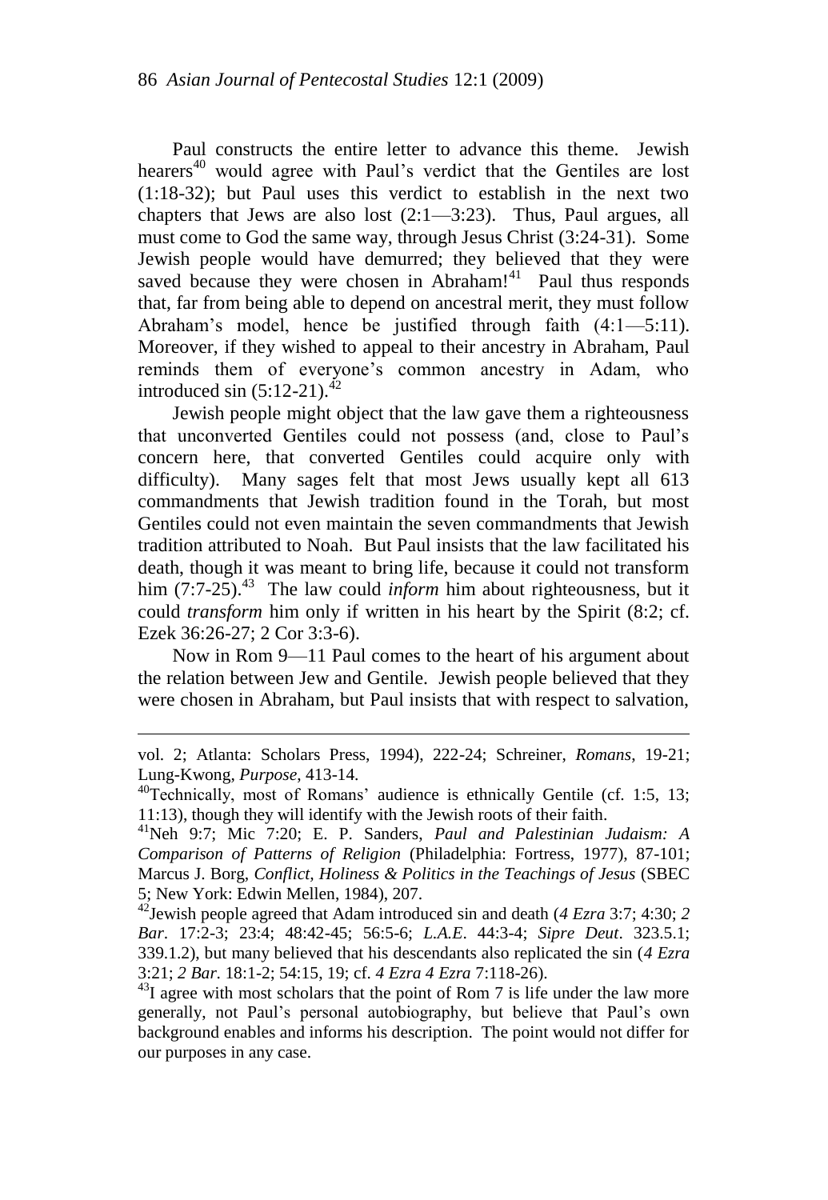Paul constructs the entire letter to advance this theme. Jewish hearers[40] would agree with Paul's verdict that the Gentiles are lost (1:18-32); but Paul uses this verdict to establish in the next two chapters that Jews are also lost (2:1—3:23). Thus, Paul argues, all must come to God the same way, through Jesus Christ (3:24-31). Some Jewish people would have demurred; they believed that they were saved because they were chosen in Abraham![41] Paul thus responds that, far from being able to depend on ancestral merit, they must follow Abraham's model, hence be justified through faith (4:1—5:11). Moreover, if they wished to appeal to their ancestry in Abraham, Paul reminds them of everyone's common ancestry in Adam, who introduced sin (5:12-21).[42]

Jewish people might object that the law gave them a righteousness that unconverted Gentiles could not possess (and, close to Paul's concern here, that converted Gentiles could acquire only with difficulty). Many sages felt that most Jews usually kept all 613 commandments that Jewish tradition found in the Torah, but most Gentiles could not even maintain the seven commandments that Jewish tradition attributed to Noah. But Paul insists that the law facilitated his death, though it was meant to bring life, because it could not transform him (7:7-25).[43] The law could *inform* him about righteousness, but it could *transform* him only if written in his heart by the Spirit (8:2; cf. Ezek 36:26-27; 2 Cor 3:3-6).

Now in Rom 9—11 Paul comes to the heart of his argument about the relation between Jew and Gentile. Jewish people believed that they were chosen in Abraham, but Paul insists that with respect to salvation,

---

vol. 2; Atlanta: Scholars Press, 1994), 222-24; Schreiner, *Romans*, 19-21; Lung-Kwong, *Purpose*, 413-14.

[40]Technically, most of Romans' audience is ethnically Gentile (cf. 1:5, 13; 11:13), though they will identify with the Jewish roots of their faith.

[41]Neh 9:7; Mic 7:20; E. P. Sanders, *Paul and Palestinian Judaism: A Comparison of Patterns of Religion* (Philadelphia: Fortress, 1977), 87-101; Marcus J. Borg, *Conflict, Holiness & Politics in the Teachings of Jesus* (SBEC 5; New York: Edwin Mellen, 1984), 207.

[42]Jewish people agreed that Adam introduced sin and death (*4 Ezra* 3:7; 4:30; *2 Bar*. 17:2-3; 23:4; 48:42-45; 56:5-6; *L.A.E*. 44:3-4; *Sipre Deut*. 323.5.1; 339.1.2), but many believed that his descendants also replicated the sin (*4 Ezra* 3:21; *2 Bar*. 18:1-2; 54:15, 19; cf. *4 Ezra 4 Ezra* 7:118-26).

[43]I agree with most scholars that the point of Rom 7 is life under the law more generally, not Paul's personal autobiography, but believe that Paul's own background enables and informs his description. The point would not differ for our purposes in any case.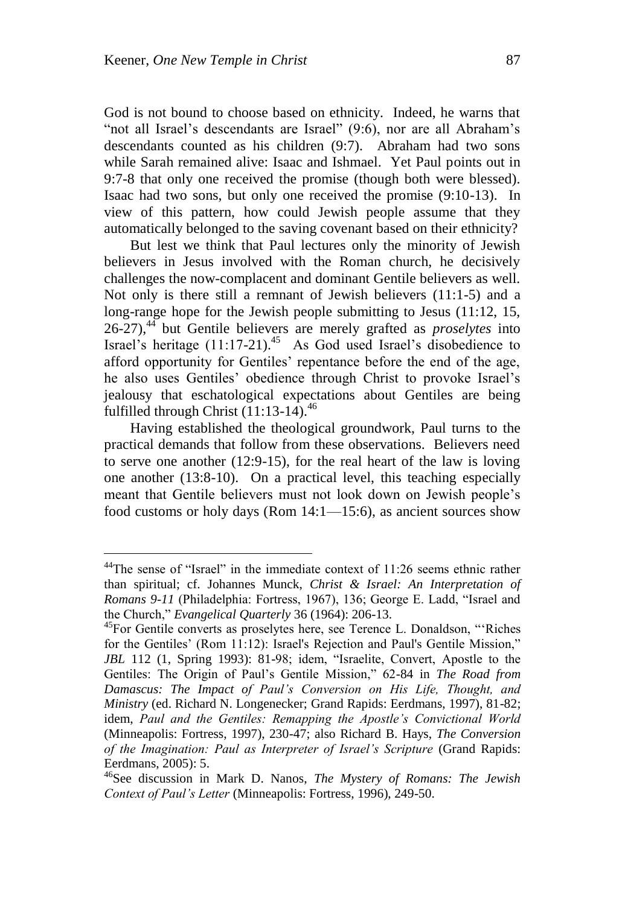God is not bound to choose based on ethnicity. Indeed, he warns that "not all Israel's descendants are Israel" (9:6), nor are all Abraham's descendants counted as his children (9:7). Abraham had two sons while Sarah remained alive: Isaac and Ishmael. Yet Paul points out in 9:7-8 that only one received the promise (though both were blessed). Isaac had two sons, but only one received the promise (9:10-13). In view of this pattern, how could Jewish people assume that they automatically belonged to the saving covenant based on their ethnicity?

But lest we think that Paul lectures only the minority of Jewish believers in Jesus involved with the Roman church, he decisively challenges the now-complacent and dominant Gentile believers as well. Not only is there still a remnant of Jewish believers (11:1-5) and a long-range hope for the Jewish people submitting to Jesus (11:12, 15, 26-27),[44] but Gentile believers are merely grafted as *proselytes* into Israel's heritage (11:17-21).[45] As God used Israel's disobedience to afford opportunity for Gentiles' repentance before the end of the age, he also uses Gentiles' obedience through Christ to provoke Israel's jealousy that eschatological expectations about Gentiles are being fulfilled through Christ (11:13-14).[46]

Having established the theological groundwork, Paul turns to the practical demands that follow from these observations. Believers need to serve one another (12:9-15), for the real heart of the law is loving one another (13:8-10). On a practical level, this teaching especially meant that Gentile believers must not look down on Jewish people's food customs or holy days (Rom 14:1—15:6), as ancient sources show

---

[44]The sense of "Israel" in the immediate context of 11:26 seems ethnic rather than spiritual; cf. Johannes Munck, *Christ & Israel: An Interpretation of Romans 9-11* (Philadelphia: Fortress, 1967), 136; George E. Ladd, "Israel and the Church," *Evangelical Quarterly* 36 (1964): 206-13.

[45]For Gentile converts as proselytes here, see Terence L. Donaldson, "'Riches for the Gentiles' (Rom 11:12): Israel's Rejection and Paul's Gentile Mission," *JBL* 112 (1, Spring 1993): 81-98; idem, "Israelite, Convert, Apostle to the Gentiles: The Origin of Paul's Gentile Mission," 62-84 in *The Road from Damascus: The Impact of Paul's Conversion on His Life, Thought, and Ministry* (ed. Richard N. Longenecker; Grand Rapids: Eerdmans, 1997), 81-82; idem, *Paul and the Gentiles: Remapping the Apostle's Convictional World* (Minneapolis: Fortress, 1997), 230-47; also Richard B. Hays, *The Conversion of the Imagination: Paul as Interpreter of Israel's Scripture* (Grand Rapids: Eerdmans, 2005): 5.

[46]See discussion in Mark D. Nanos, *The Mystery of Romans: The Jewish Context of Paul's Letter* (Minneapolis: Fortress, 1996), 249-50.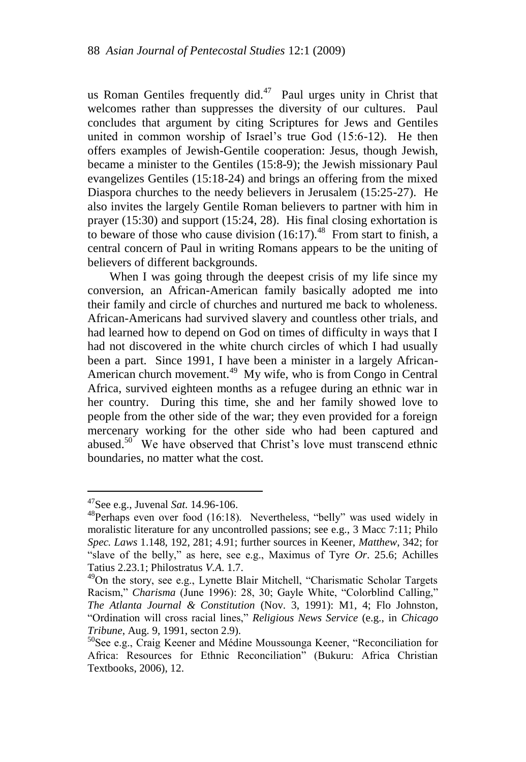us Roman Gentiles frequently did.[47] Paul urges unity in Christ that welcomes rather than suppresses the diversity of our cultures. Paul concludes that argument by citing Scriptures for Jews and Gentiles united in common worship of Israel's true God (15:6-12). He then offers examples of Jewish-Gentile cooperation: Jesus, though Jewish, became a minister to the Gentiles (15:8-9); the Jewish missionary Paul evangelizes Gentiles (15:18-24) and brings an offering from the mixed Diaspora churches to the needy believers in Jerusalem (15:25-27). He also invites the largely Gentile Roman believers to partner with him in prayer (15:30) and support (15:24, 28). His final closing exhortation is to beware of those who cause division (16:17).[48] From start to finish, a central concern of Paul in writing Romans appears to be the uniting of believers of different backgrounds.

When I was going through the deepest crisis of my life since my conversion, an African-American family basically adopted me into their family and circle of churches and nurtured me back to wholeness. African-Americans had survived slavery and countless other trials, and had learned how to depend on God on times of difficulty in ways that I had not discovered in the white church circles of which I had usually been a part. Since 1991, I have been a minister in a largely African-American church movement.[49] My wife, who is from Congo in Central Africa, survived eighteen months as a refugee during an ethnic war in her country. During this time, she and her family showed love to people from the other side of the war; they even provided for a foreign mercenary working for the other side who had been captured and abused.[50] We have observed that Christ's love must transcend ethnic boundaries, no matter what the cost.

---

[47]See e.g., Juvenal *Sat.* 14.96-106.

[48]Perhaps even over food (16:18). Nevertheless, "belly" was used widely in moralistic literature for any uncontrolled passions; see e.g., 3 Macc 7:11; Philo *Spec. Laws* 1.148, 192, 281; 4.91; further sources in Keener, *Matthew*, 342; for "slave of the belly," as here, see e.g., Maximus of Tyre *Or*. 25.6; Achilles Tatius 2.23.1; Philostratus *V.A.* 1.7.

[49]On the story, see e.g., Lynette Blair Mitchell, "Charismatic Scholar Targets Racism," *Charisma* (June 1996): 28, 30; Gayle White, "Colorblind Calling," *The Atlanta Journal & Constitution* (Nov. 3, 1991): M1, 4; Flo Johnston, "Ordination will cross racial lines," *Religious News Service* (e.g., in *Chicago Tribune*, Aug. 9, 1991, secton 2.9).

[50]See e.g., Craig Keener and Médine Moussounga Keener, "Reconciliation for Africa: Resources for Ethnic Reconciliation" (Bukuru: Africa Christian Textbooks, 2006), 12.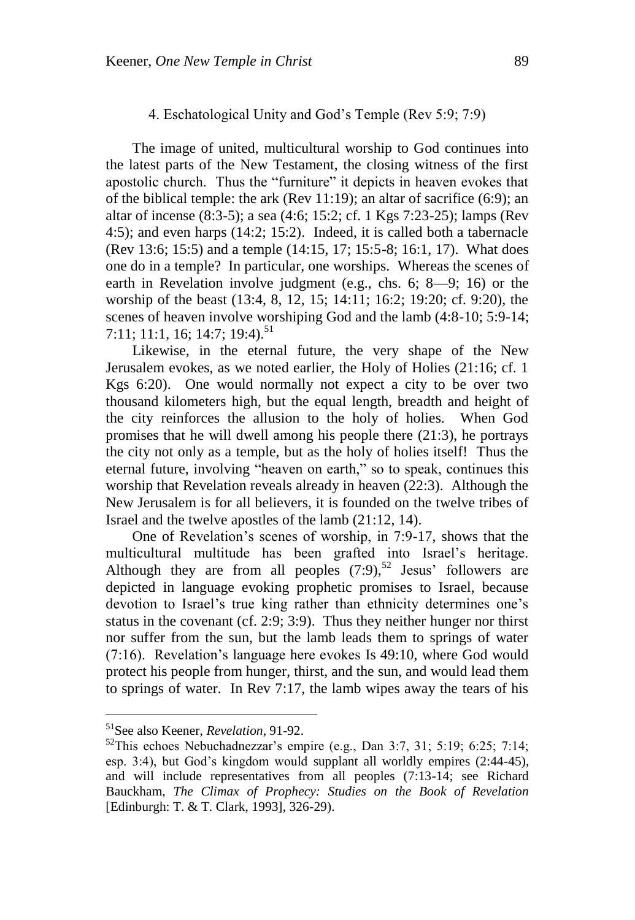### 4. Eschatological Unity and God's Temple (Rev 5:9; 7:9)

The image of united, multicultural worship to God continues into the latest parts of the New Testament, the closing witness of the first apostolic church. Thus the "furniture" it depicts in heaven evokes that of the biblical temple: the ark (Rev 11:19); an altar of sacrifice (6:9); an altar of incense (8:3-5); a sea (4:6; 15:2; cf. 1 Kgs 7:23-25); lamps (Rev 4:5); and even harps (14:2; 15:2). Indeed, it is called both a tabernacle (Rev 13:6; 15:5) and a temple (14:15, 17; 15:5-8; 16:1, 17). What does one do in a temple? In particular, one worships. Whereas the scenes of earth in Revelation involve judgment (e.g., chs. 6; 8—9; 16) or the worship of the beast (13:4, 8, 12, 15; 14:11; 16:2; 19:20; cf. 9:20), the scenes of heaven involve worshiping God and the lamb (4:8-10; 5:9-14; 7:11; 11:1, 16; 14:7; 19:4).[51]

Likewise, in the eternal future, the very shape of the New Jerusalem evokes, as we noted earlier, the Holy of Holies (21:16; cf. 1 Kgs 6:20). One would normally not expect a city to be over two thousand kilometers high, but the equal length, breadth and height of the city reinforces the allusion to the holy of holies. When God promises that he will dwell among his people there (21:3), he portrays the city not only as a temple, but as the holy of holies itself! Thus the eternal future, involving "heaven on earth," so to speak, continues this worship that Revelation reveals already in heaven (22:3). Although the New Jerusalem is for all believers, it is founded on the twelve tribes of Israel and the twelve apostles of the lamb (21:12, 14).

One of Revelation's scenes of worship, in 7:9-17, shows that the multicultural multitude has been grafted into Israel's heritage. Although they are from all peoples (7:9),[52] Jesus' followers are depicted in language evoking prophetic promises to Israel, because devotion to Israel's true king rather than ethnicity determines one's status in the covenant (cf. 2:9; 3:9). Thus they neither hunger nor thirst nor suffer from the sun, but the lamb leads them to springs of water (7:16). Revelation's language here evokes Is 49:10, where God would protect his people from hunger, thirst, and the sun, and would lead them to springs of water. In Rev 7:17, the lamb wipes away the tears of his

---

[51] See also Keener, *Revelation*, 91-92.

[52] This echoes Nebuchadnezzar's empire (e.g., Dan 3:7, 31; 5:19; 6:25; 7:14; esp. 3:4), but God's kingdom would supplant all worldly empires (2:44-45), and will include representatives from all peoples (7:13-14; see Richard Bauckham, *The Climax of Prophecy: Studies on the Book of Revelation* [Edinburgh: T. & T. Clark, 1993], 326-29).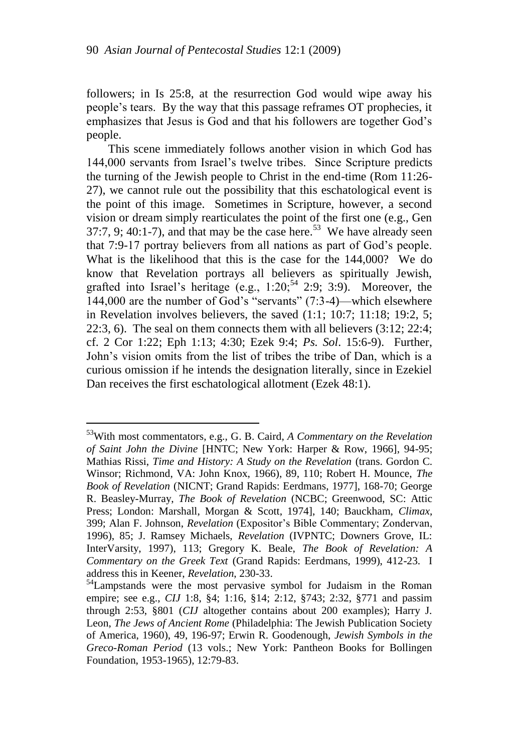followers; in Is 25:8, at the resurrection God would wipe away his people's tears. By the way that this passage reframes OT prophecies, it emphasizes that Jesus is God and that his followers are together God's people.

This scene immediately follows another vision in which God has 144,000 servants from Israel's twelve tribes. Since Scripture predicts the turning of the Jewish people to Christ in the end-time (Rom 11:26-27), we cannot rule out the possibility that this eschatological event is the point of this image. Sometimes in Scripture, however, a second vision or dream simply rearticulates the point of the first one (e.g., Gen 37:7, 9; 40:1-7), and that may be the case here.[53] We have already seen that 7:9-17 portray believers from all nations as part of God's people. What is the likelihood that this is the case for the 144,000? We do know that Revelation portrays all believers as spiritually Jewish, grafted into Israel's heritage (e.g., 1:20;[54] 2:9; 3:9). Moreover, the 144,000 are the number of God's "servants" (7:3-4)—which elsewhere in Revelation involves believers, the saved (1:1; 10:7; 11:18; 19:2, 5; 22:3, 6). The seal on them connects them with all believers (3:12; 22:4; cf. 2 Cor 1:22; Eph 1:13; 4:30; Ezek 9:4; *Ps. Sol*. 15:6-9). Further, John's vision omits from the list of tribes the tribe of Dan, which is a curious omission if he intends the designation literally, since in Ezekiel Dan receives the first eschatological allotment (Ezek 48:1).

---

[53]With most commentators, e.g., G. B. Caird, *A Commentary on the Revelation of Saint John the Divine* [HNTC; New York: Harper & Row, 1966], 94-95; Mathias Rissi, *Time and History: A Study on the Revelation* (trans. Gordon C. Winsor; Richmond, VA: John Knox, 1966), 89, 110; Robert H. Mounce, *The Book of Revelation* (NICNT; Grand Rapids: Eerdmans, 1977], 168-70; George R. Beasley-Murray, *The Book of Revelation* (NCBC; Greenwood, SC: Attic Press; London: Marshall, Morgan & Scott, 1974], 140; Bauckham, *Climax*, 399; Alan F. Johnson, *Revelation* (Expositor's Bible Commentary; Zondervan, 1996), 85; J. Ramsey Michaels, *Revelation* (IVPNTC; Downers Grove, IL: InterVarsity, 1997), 113; Gregory K. Beale, *The Book of Revelation: A Commentary on the Greek Text* (Grand Rapids: Eerdmans, 1999), 412-23. I address this in Keener, *Revelation*, 230-33.

[54]Lampstands were the most pervasive symbol for Judaism in the Roman empire; see e.g., *CIJ* 1:8, §4; 1:16, §14; 2:12, §743; 2:32, §771 and passim through 2:53, §801 (*CIJ* altogether contains about 200 examples); Harry J. Leon, *The Jews of Ancient Rome* (Philadelphia: The Jewish Publication Society of America, 1960), 49, 196-97; Erwin R. Goodenough, *Jewish Symbols in the Greco-Roman Period* (13 vols.; New York: Pantheon Books for Bollingen Foundation, 1953-1965), 12:79-83.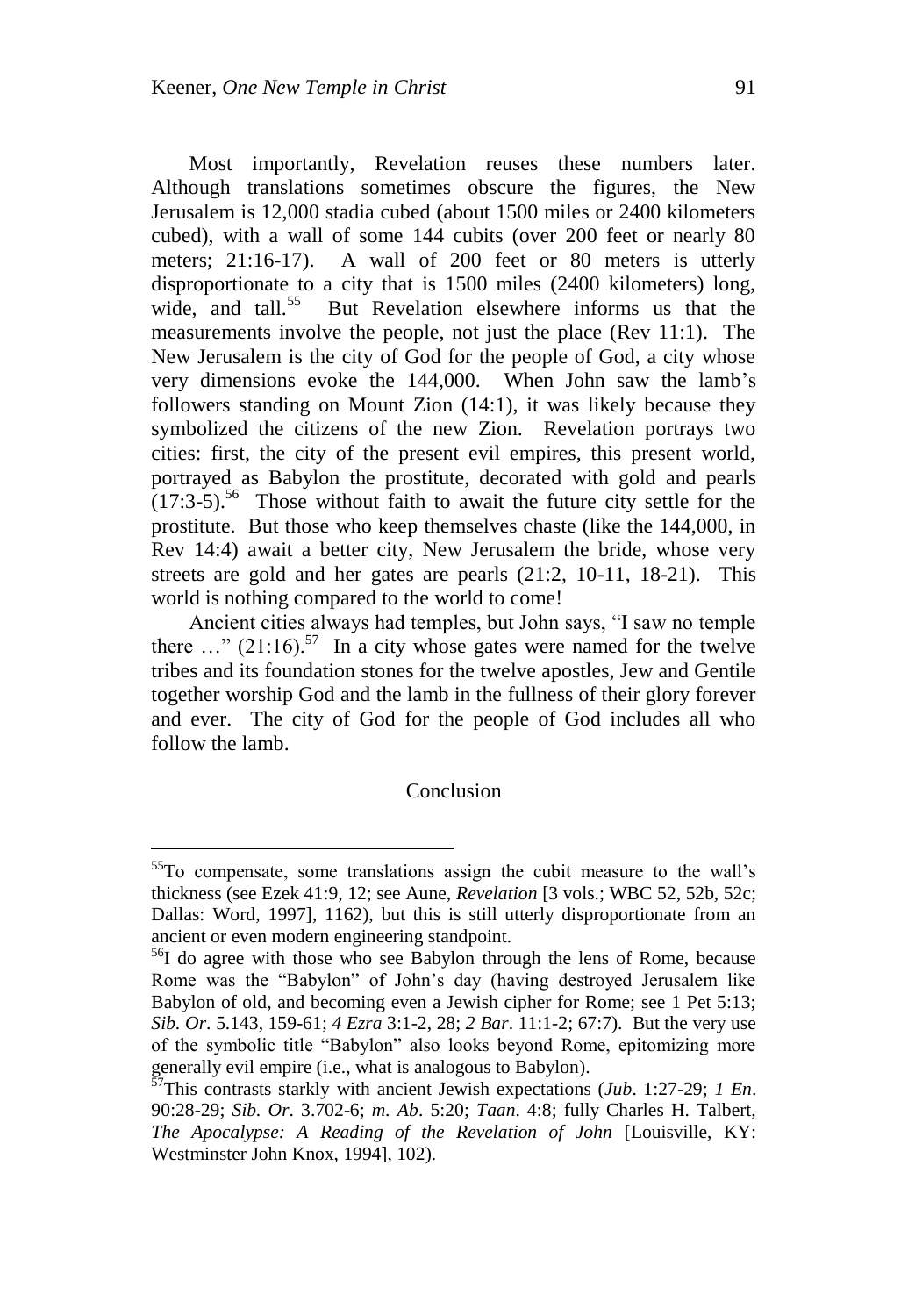Most importantly, Revelation reuses these numbers later. Although translations sometimes obscure the figures, the New Jerusalem is 12,000 stadia cubed (about 1500 miles or 2400 kilometers cubed), with a wall of some 144 cubits (over 200 feet or nearly 80 meters; 21:16-17). A wall of 200 feet or 80 meters is utterly disproportionate to a city that is 1500 miles (2400 kilometers) long, wide, and tall.[55] But Revelation elsewhere informs us that the measurements involve the people, not just the place (Rev 11:1). The New Jerusalem is the city of God for the people of God, a city whose very dimensions evoke the 144,000. When John saw the lamb's followers standing on Mount Zion (14:1), it was likely because they symbolized the citizens of the new Zion. Revelation portrays two cities: first, the city of the present evil empires, this present world, portrayed as Babylon the prostitute, decorated with gold and pearls (17:3-5).[56] Those without faith to await the future city settle for the prostitute. But those who keep themselves chaste (like the 144,000, in Rev 14:4) await a better city, New Jerusalem the bride, whose very streets are gold and her gates are pearls (21:2, 10-11, 18-21). This world is nothing compared to the world to come!

Ancient cities always had temples, but John says, "I saw no temple there …" (21:16).[57] In a city whose gates were named for the twelve tribes and its foundation stones for the twelve apostles, Jew and Gentile together worship God and the lamb in the fullness of their glory forever and ever. The city of God for the people of God includes all who follow the lamb.

## Conclusion

---

[55]To compensate, some translations assign the cubit measure to the wall's thickness (see Ezek 41:9, 12; see Aune, *Revelation* [3 vols.; WBC 52, 52b, 52c; Dallas: Word, 1997], 1162), but this is still utterly disproportionate from an ancient or even modern engineering standpoint.

[56]I do agree with those who see Babylon through the lens of Rome, because Rome was the "Babylon" of John's day (having destroyed Jerusalem like Babylon of old, and becoming even a Jewish cipher for Rome; see 1 Pet 5:13; *Sib. Or*. 5.143, 159-61; *4 Ezra* 3:1-2, 28; *2 Bar*. 11:1-2; 67:7). But the very use of the symbolic title "Babylon" also looks beyond Rome, epitomizing more generally evil empire (i.e., what is analogous to Babylon).

[57]This contrasts starkly with ancient Jewish expectations (*Jub*. 1:27-29; *1 En*. 90:28-29; *Sib. Or*. 3.702-6; *m. Ab*. 5:20; *Taan*. 4:8; fully Charles H. Talbert, *The Apocalypse: A Reading of the Revelation of John* [Louisville, KY: Westminster John Knox, 1994], 102).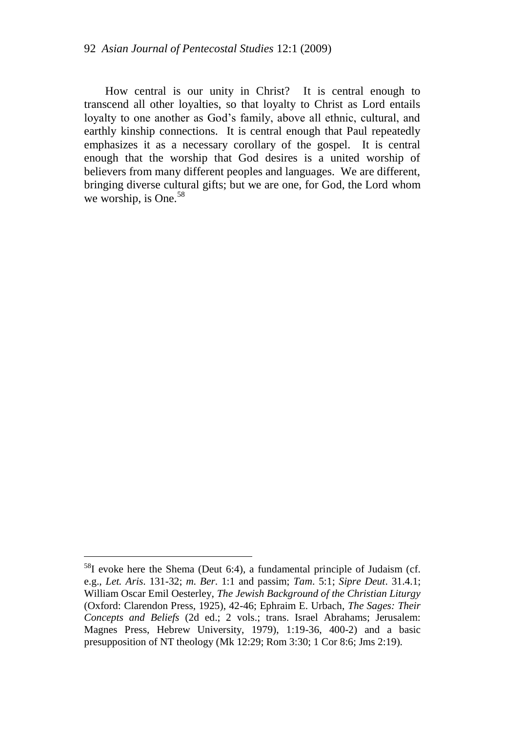How central is our unity in Christ? It is central enough to transcend all other loyalties, so that loyalty to Christ as Lord entails loyalty to one another as God's family, above all ethnic, cultural, and earthly kinship connections. It is central enough that Paul repeatedly emphasizes it as a necessary corollary of the gospel. It is central enough that the worship that God desires is a united worship of believers from many different peoples and languages. We are different, bringing diverse cultural gifts; but we are one, for God, the Lord whom we worship, is One.[58]

---

[58]I evoke here the Shema (Deut 6:4), a fundamental principle of Judaism (cf. e.g., *Let. Aris*. 131-32; *m. Ber*. 1:1 and passim; *Tam*. 5:1; *Sipre Deut*. 31.4.1; William Oscar Emil Oesterley, *The Jewish Background of the Christian Liturgy* (Oxford: Clarendon Press, 1925), 42-46; Ephraim E. Urbach, *The Sages: Their Concepts and Beliefs* (2d ed.; 2 vols.; trans. Israel Abrahams; Jerusalem: Magnes Press, Hebrew University, 1979), 1:19-36, 400-2) and a basic presupposition of NT theology (Mk 12:29; Rom 3:30; 1 Cor 8:6; Jms 2:19).